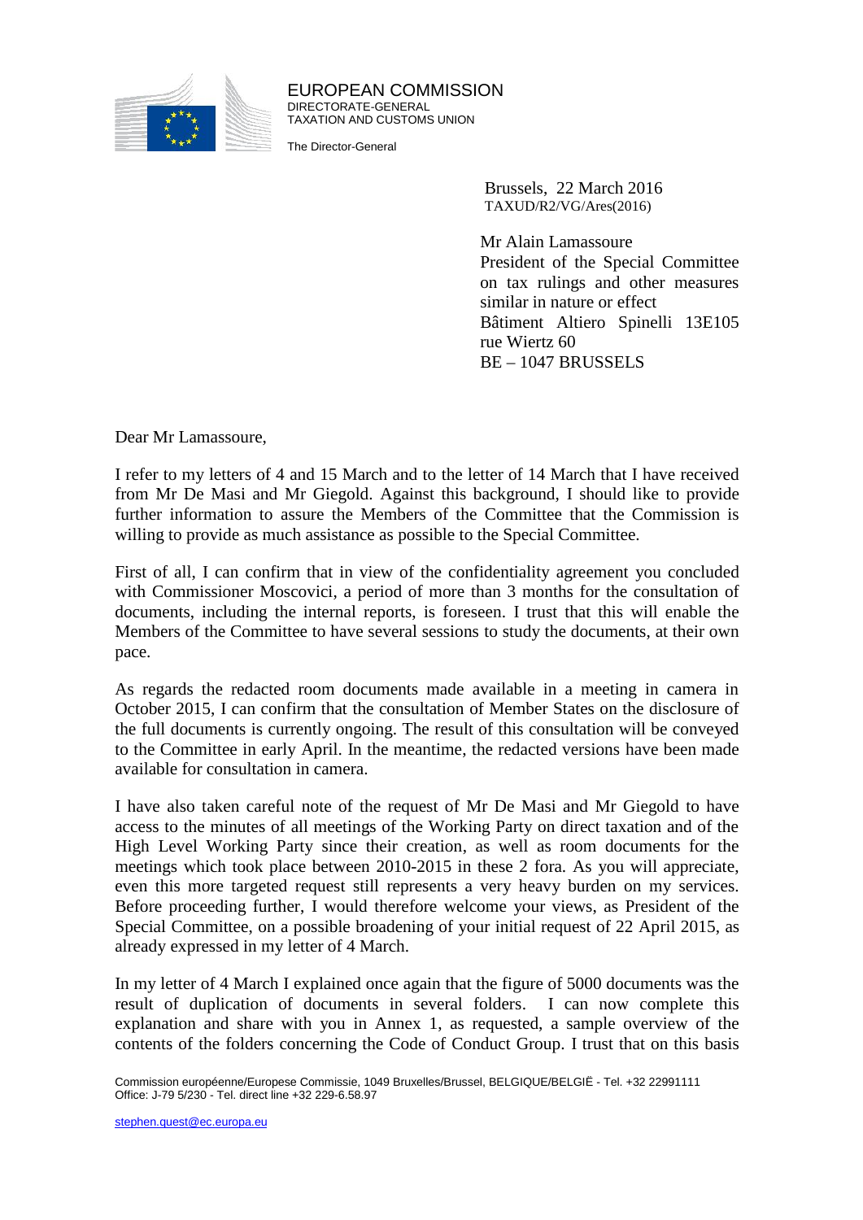EUROPEAN COMMISSION
DIRECTORATE-GENERAL
TAXATION AND CUSTOMS UNION

The Director-General

Brussels, 22 March 2016
TAXUD/R2/VG/Ares(2016)

Mr Alain Lamassoure
President of the Special Committee on tax rulings and other measures similar in nature or effect
Bâtiment Altiero Spinelli 13E105
rue Wiertz 60
BE – 1047 BRUSSELS

Dear Mr Lamassoure,

I refer to my letters of 4 and 15 March and to the letter of 14 March that I have received from Mr De Masi and Mr Giegold. Against this background, I should like to provide further information to assure the Members of the Committee that the Commission is willing to provide as much assistance as possible to the Special Committee.

First of all, I can confirm that in view of the confidentiality agreement you concluded with Commissioner Moscovici, a period of more than 3 months for the consultation of documents, including the internal reports, is foreseen. I trust that this will enable the Members of the Committee to have several sessions to study the documents, at their own pace.

As regards the redacted room documents made available in a meeting in camera in October 2015, I can confirm that the consultation of Member States on the disclosure of the full documents is currently ongoing. The result of this consultation will be conveyed to the Committee in early April. In the meantime, the redacted versions have been made available for consultation in camera.

I have also taken careful note of the request of Mr De Masi and Mr Giegold to have access to the minutes of all meetings of the Working Party on direct taxation and of the High Level Working Party since their creation, as well as room documents for the meetings which took place between 2010-2015 in these 2 fora. As you will appreciate, even this more targeted request still represents a very heavy burden on my services. Before proceeding further, I would therefore welcome your views, as President of the Special Committee, on a possible broadening of your initial request of 22 April 2015, as already expressed in my letter of 4 March.

In my letter of 4 March I explained once again that the figure of 5000 documents was the result of duplication of documents in several folders. I can now complete this explanation and share with you in Annex 1, as requested, a sample overview of the contents of the folders concerning the Code of Conduct Group. I trust that on this basis

Commission européenne/Europese Commissie, 1049 Bruxelles/Brussel, BELGIQUE/BELGIË - Tel. +32 22991111
Office: J-79 5/230 - Tel. direct line +32 229-6.58.97

stephen.quest@ec.europa.eu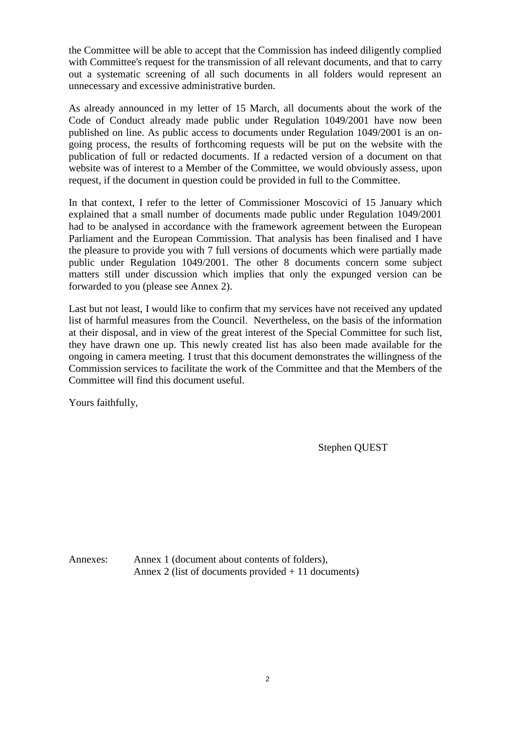the Committee will be able to accept that the Commission has indeed diligently complied with Committee's request for the transmission of all relevant documents, and that to carry out a systematic screening of all such documents in all folders would represent an unnecessary and excessive administrative burden.

As already announced in my letter of 15 March, all documents about the work of the Code of Conduct already made public under Regulation 1049/2001 have now been published on line. As public access to documents under Regulation 1049/2001 is an on-going process, the results of forthcoming requests will be put on the website with the publication of full or redacted documents. If a redacted version of a document on that website was of interest to a Member of the Committee, we would obviously assess, upon request, if the document in question could be provided in full to the Committee.

In that context, I refer to the letter of Commissioner Moscovici of 15 January which explained that a small number of documents made public under Regulation 1049/2001 had to be analysed in accordance with the framework agreement between the European Parliament and the European Commission. That analysis has been finalised and I have the pleasure to provide you with 7 full versions of documents which were partially made public under Regulation 1049/2001. The other 8 documents concern some subject matters still under discussion which implies that only the expunged version can be forwarded to you (please see Annex 2).

Last but not least, I would like to confirm that my services have not received any updated list of harmful measures from the Council. Nevertheless, on the basis of the information at their disposal, and in view of the great interest of the Special Committee for such list, they have drawn one up. This newly created list has also been made available for the ongoing in camera meeting. I trust that this document demonstrates the willingness of the Commission services to facilitate the work of the Committee and that the Members of the Committee will find this document useful.

Yours faithfully,

Stephen QUEST

Annexes: Annex 1 (document about contents of folders),
Annex 2 (list of documents provided + 11 documents)